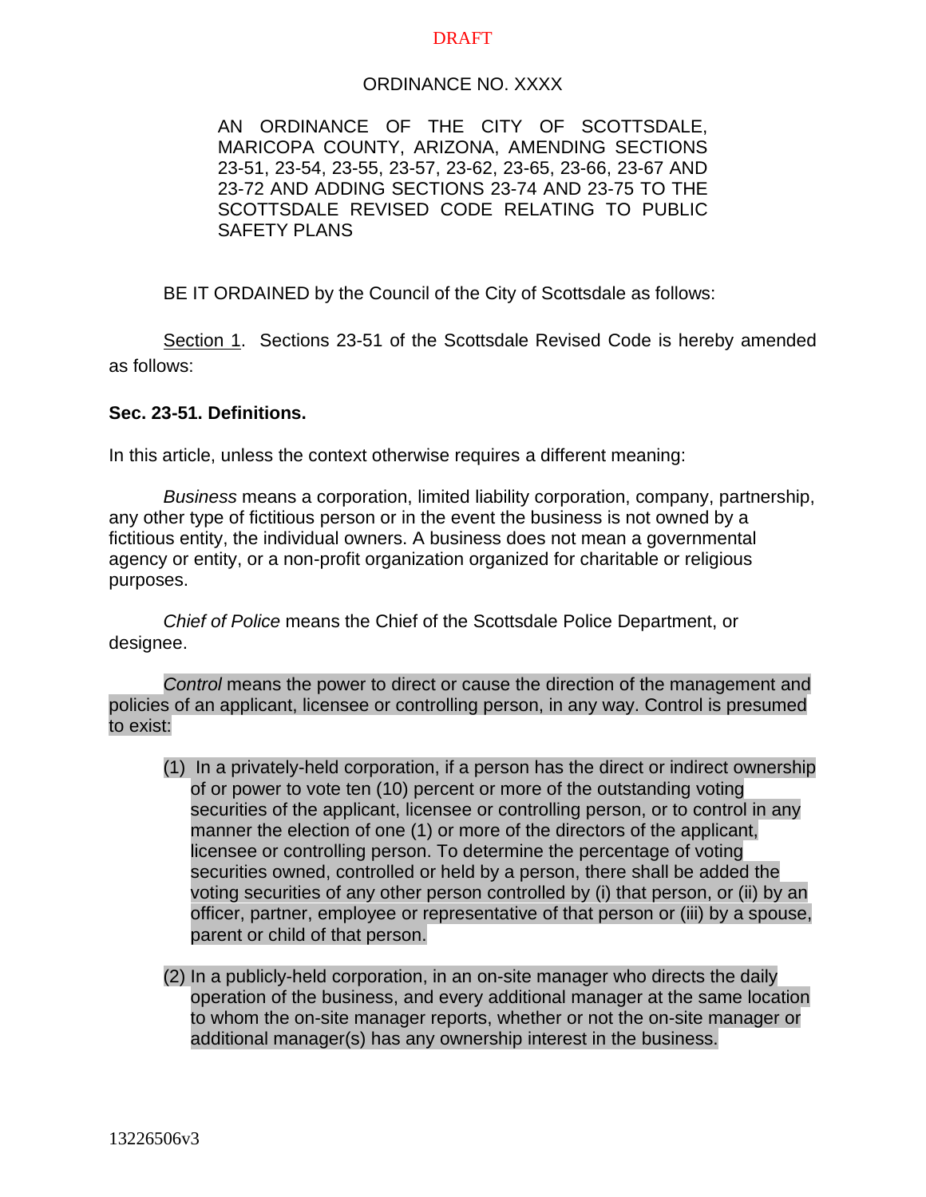DRAFT

ORDINANCE NO. XXXX

AN ORDINANCE OF THE CITY OF SCOTTSDALE, MARICOPA COUNTY, ARIZONA, AMENDING SECTIONS 23-51, 23-54, 23-55, 23-57, 23-62, 23-65, 23-66, 23-67 AND 23-72 AND ADDING SECTIONS 23-74 AND 23-75 TO THE SCOTTSDALE REVISED CODE RELATING TO PUBLIC SAFETY PLANS

BE IT ORDAINED by the Council of the City of Scottsdale as follows:

Section 1. Sections 23-51 of the Scottsdale Revised Code is hereby amended as follows:

**Sec. 23-51. Definitions.**

In this article, unless the context otherwise requires a different meaning:

*Business* means a corporation, limited liability corporation, company, partnership, any other type of fictitious person or in the event the business is not owned by a fictitious entity, the individual owners. A business does not mean a governmental agency or entity, or a non-profit organization organized for charitable or religious purposes.

*Chief of Police* means the Chief of the Scottsdale Police Department, or designee.

*Control* means the power to direct or cause the direction of the management and policies of an applicant, licensee or controlling person, in any way. Control is presumed to exist:

(1) In a privately-held corporation, if a person has the direct or indirect ownership of or power to vote ten (10) percent or more of the outstanding voting securities of the applicant, licensee or controlling person, or to control in any manner the election of one (1) or more of the directors of the applicant, licensee or controlling person. To determine the percentage of voting securities owned, controlled or held by a person, there shall be added the voting securities of any other person controlled by (i) that person, or (ii) by an officer, partner, employee or representative of that person or (iii) by a spouse, parent or child of that person.

(2) In a publicly-held corporation, in an on-site manager who directs the daily operation of the business, and every additional manager at the same location to whom the on-site manager reports, whether or not the on-site manager or additional manager(s) has any ownership interest in the business.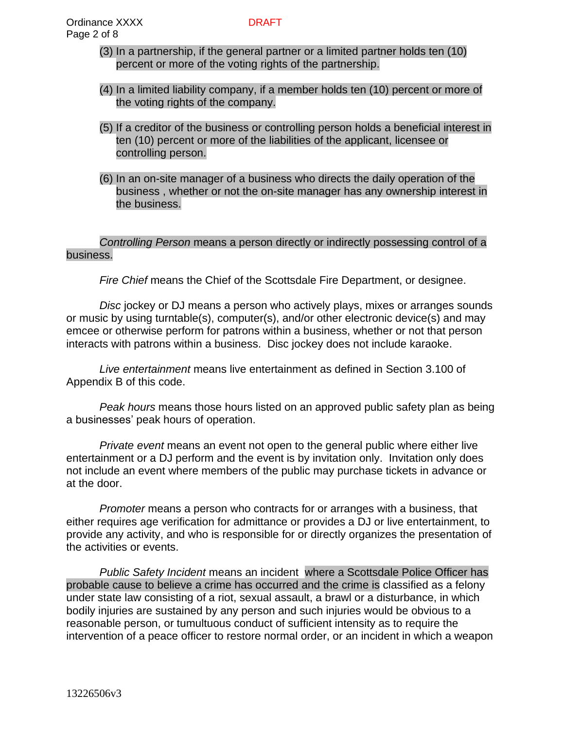(3) In a partnership, if the general partner or a limited partner holds ten (10) percent or more of the voting rights of the partnership.

(4) In a limited liability company, if a member holds ten (10) percent or more of the voting rights of the company.

(5) If a creditor of the business or controlling person holds a beneficial interest in ten (10) percent or more of the liabilities of the applicant, licensee or controlling person.

(6) In an on-site manager of a business who directs the daily operation of the business , whether or not the on-site manager has any ownership interest in the business.

*Controlling Person* means a person directly or indirectly possessing control of a business.

*Fire Chief* means the Chief of the Scottsdale Fire Department, or designee.

*Disc* jockey or DJ means a person who actively plays, mixes or arranges sounds or music by using turntable(s), computer(s), and/or other electronic device(s) and may emcee or otherwise perform for patrons within a business, whether or not that person interacts with patrons within a business. Disc jockey does not include karaoke.

*Live entertainment* means live entertainment as defined in Section 3.100 of Appendix B of this code.

*Peak hours* means those hours listed on an approved public safety plan as being a businesses' peak hours of operation.

*Private event* means an event not open to the general public where either live entertainment or a DJ perform and the event is by invitation only. Invitation only does not include an event where members of the public may purchase tickets in advance or at the door.

*Promoter* means a person who contracts for or arranges with a business, that either requires age verification for admittance or provides a DJ or live entertainment, to provide any activity, and who is responsible for or directly organizes the presentation of the activities or events.

*Public Safety Incident* means an incident where a Scottsdale Police Officer has probable cause to believe a crime has occurred and the crime is classified as a felony under state law consisting of a riot, sexual assault, a brawl or a disturbance, in which bodily injuries are sustained by any person and such injuries would be obvious to a reasonable person, or tumultuous conduct of sufficient intensity as to require the intervention of a peace officer to restore normal order, or an incident in which a weapon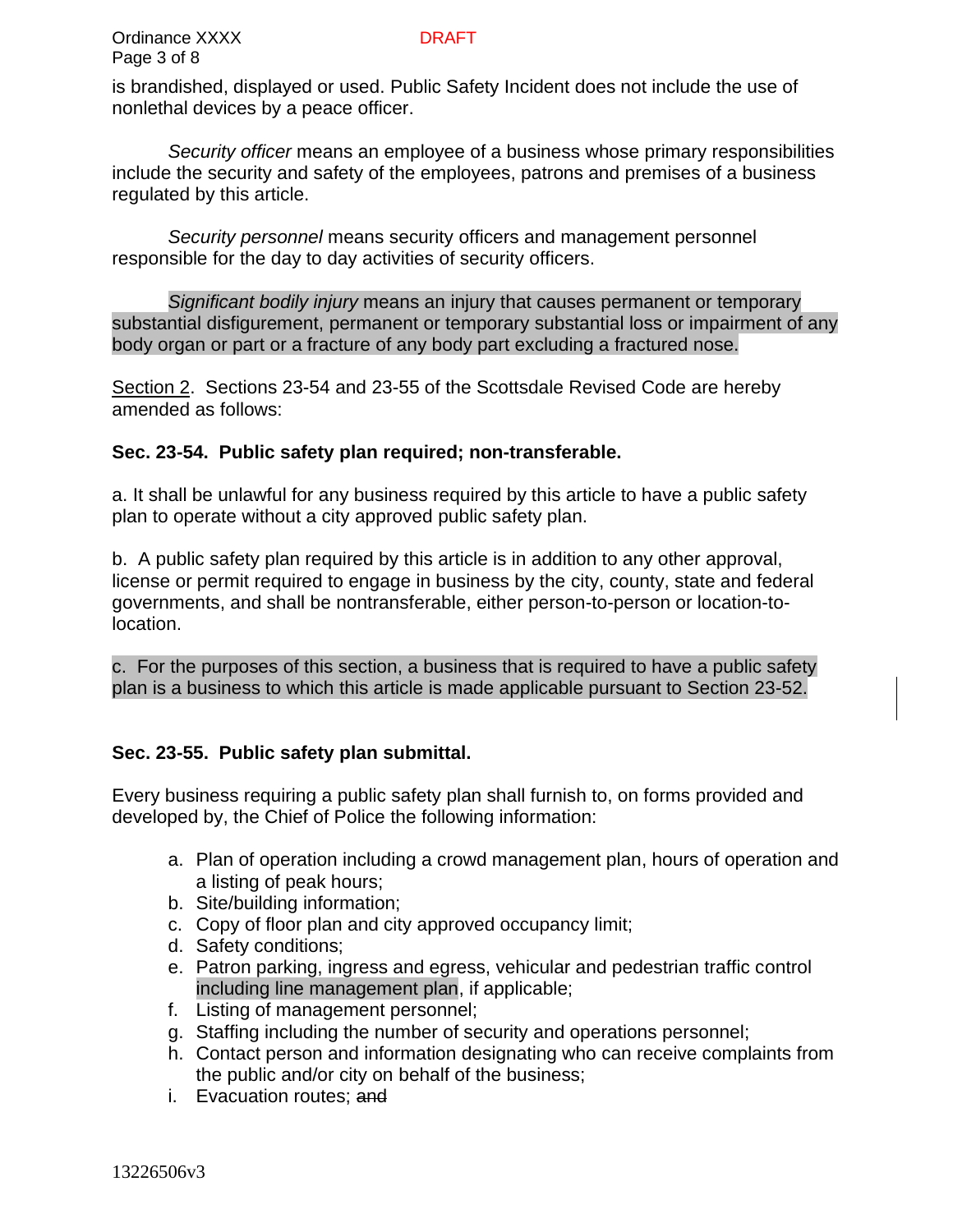is brandished, displayed or used. Public Safety Incident does not include the use of nonlethal devices by a peace officer.

*Security officer* means an employee of a business whose primary responsibilities include the security and safety of the employees, patrons and premises of a business regulated by this article.

*Security personnel* means security officers and management personnel responsible for the day to day activities of security officers.

*Significant bodily injury* means an injury that causes permanent or temporary substantial disfigurement, permanent or temporary substantial loss or impairment of any body organ or part or a fracture of any body part excluding a fractured nose.

Section 2. Sections 23-54 and 23-55 of the Scottsdale Revised Code are hereby amended as follows:

**Sec. 23-54. Public safety plan required; non-transferable.**

a. It shall be unlawful for any business required by this article to have a public safety plan to operate without a city approved public safety plan.

b. A public safety plan required by this article is in addition to any other approval, license or permit required to engage in business by the city, county, state and federal governments, and shall be nontransferable, either person-to-person or location-to-location.

c. For the purposes of this section, a business that is required to have a public safety plan is a business to which this article is made applicable pursuant to Section 23-52.

**Sec. 23-55. Public safety plan submittal.**

Every business requiring a public safety plan shall furnish to, on forms provided and developed by, the Chief of Police the following information:

a. Plan of operation including a crowd management plan, hours of operation and a listing of peak hours;
b. Site/building information;
c. Copy of floor plan and city approved occupancy limit;
d. Safety conditions;
e. Patron parking, ingress and egress, vehicular and pedestrian traffic control including line management plan, if applicable;
f. Listing of management personnel;
g. Staffing including the number of security and operations personnel;
h. Contact person and information designating who can receive complaints from the public and/or city on behalf of the business;
i. Evacuation routes; ~~and~~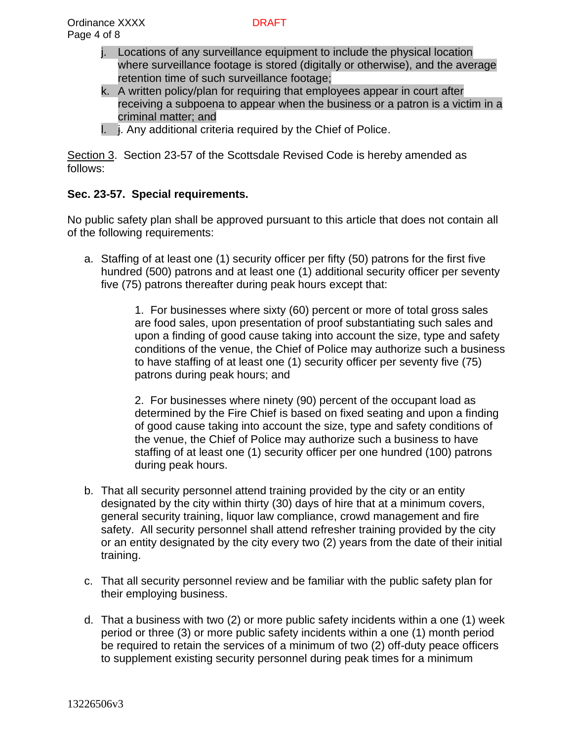j. Locations of any surveillance equipment to include the physical location where surveillance footage is stored (digitally or otherwise), and the average retention time of such surveillance footage;
k. A written policy/plan for requiring that employees appear in court after receiving a subpoena to appear when the business or a patron is a victim in a criminal matter; and
l. j. Any additional criteria required by the Chief of Police.

Section 3. Section 23-57 of the Scottsdale Revised Code is hereby amended as follows:

**Sec. 23-57. Special requirements.**

No public safety plan shall be approved pursuant to this article that does not contain all of the following requirements:

a. Staffing of at least one (1) security officer per fifty (50) patrons for the first five hundred (500) patrons and at least one (1) additional security officer per seventy five (75) patrons thereafter during peak hours except that:

   1. For businesses where sixty (60) percent or more of total gross sales are food sales, upon presentation of proof substantiating such sales and upon a finding of good cause taking into account the size, type and safety conditions of the venue, the Chief of Police may authorize such a business to have staffing of at least one (1) security officer per seventy five (75) patrons during peak hours; and

   2. For businesses where ninety (90) percent of the occupant load as determined by the Fire Chief is based on fixed seating and upon a finding of good cause taking into account the size, type and safety conditions of the venue, the Chief of Police may authorize such a business to have staffing of at least one (1) security officer per one hundred (100) patrons during peak hours.

b. That all security personnel attend training provided by the city or an entity designated by the city within thirty (30) days of hire that at a minimum covers, general security training, liquor law compliance, crowd management and fire safety. All security personnel shall attend refresher training provided by the city or an entity designated by the city every two (2) years from the date of their initial training.

c. That all security personnel review and be familiar with the public safety plan for their employing business.

d. That a business with two (2) or more public safety incidents within a one (1) week period or three (3) or more public safety incidents within a one (1) month period be required to retain the services of a minimum of two (2) off-duty peace officers to supplement existing security personnel during peak times for a minimum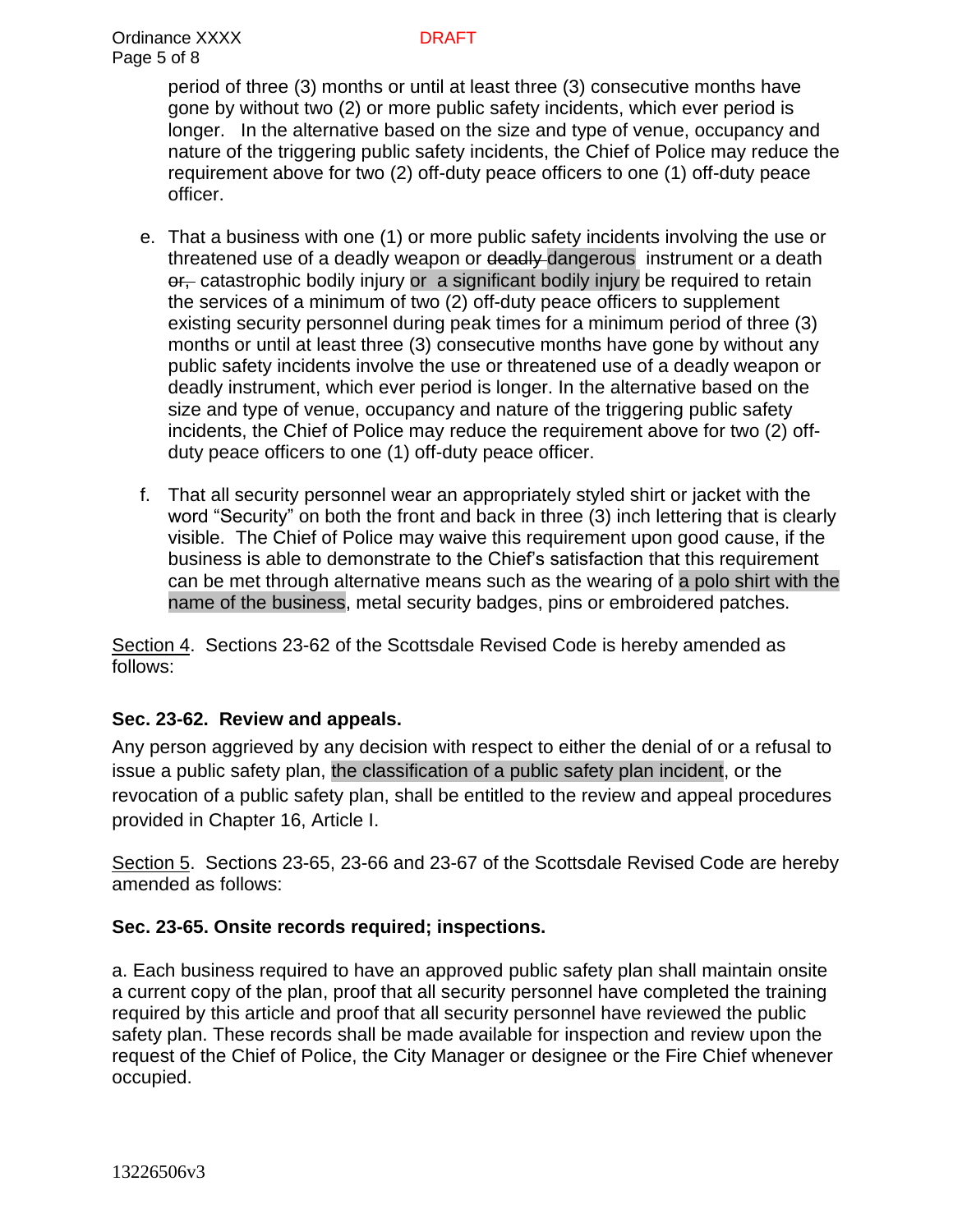period of three (3) months or until at least three (3) consecutive months have gone by without two (2) or more public safety incidents, which ever period is longer. In the alternative based on the size and type of venue, occupancy and nature of the triggering public safety incidents, the Chief of Police may reduce the requirement above for two (2) off-duty peace officers to one (1) off-duty peace officer.

e. That a business with one (1) or more public safety incidents involving the use or threatened use of a deadly weapon or ~~deadly~~ dangerous instrument or a death ~~or,~~ catastrophic bodily injury or a significant bodily injury be required to retain the services of a minimum of two (2) off-duty peace officers to supplement existing security personnel during peak times for a minimum period of three (3) months or until at least three (3) consecutive months have gone by without any public safety incidents involve the use or threatened use of a deadly weapon or deadly instrument, which ever period is longer. In the alternative based on the size and type of venue, occupancy and nature of the triggering public safety incidents, the Chief of Police may reduce the requirement above for two (2) off-duty peace officers to one (1) off-duty peace officer.

f. That all security personnel wear an appropriately styled shirt or jacket with the word "Security" on both the front and back in three (3) inch lettering that is clearly visible. The Chief of Police may waive this requirement upon good cause, if the business is able to demonstrate to the Chief's satisfaction that this requirement can be met through alternative means such as the wearing of a polo shirt with the name of the business, metal security badges, pins or embroidered patches.

Section 4. Sections 23-62 of the Scottsdale Revised Code is hereby amended as follows:

**Sec. 23-62. Review and appeals.**

Any person aggrieved by any decision with respect to either the denial of or a refusal to issue a public safety plan, the classification of a public safety plan incident, or the revocation of a public safety plan, shall be entitled to the review and appeal procedures provided in Chapter 16, Article I.

Section 5. Sections 23-65, 23-66 and 23-67 of the Scottsdale Revised Code are hereby amended as follows:

**Sec. 23-65. Onsite records required; inspections.**

a. Each business required to have an approved public safety plan shall maintain onsite a current copy of the plan, proof that all security personnel have completed the training required by this article and proof that all security personnel have reviewed the public safety plan. These records shall be made available for inspection and review upon the request of the Chief of Police, the City Manager or designee or the Fire Chief whenever occupied.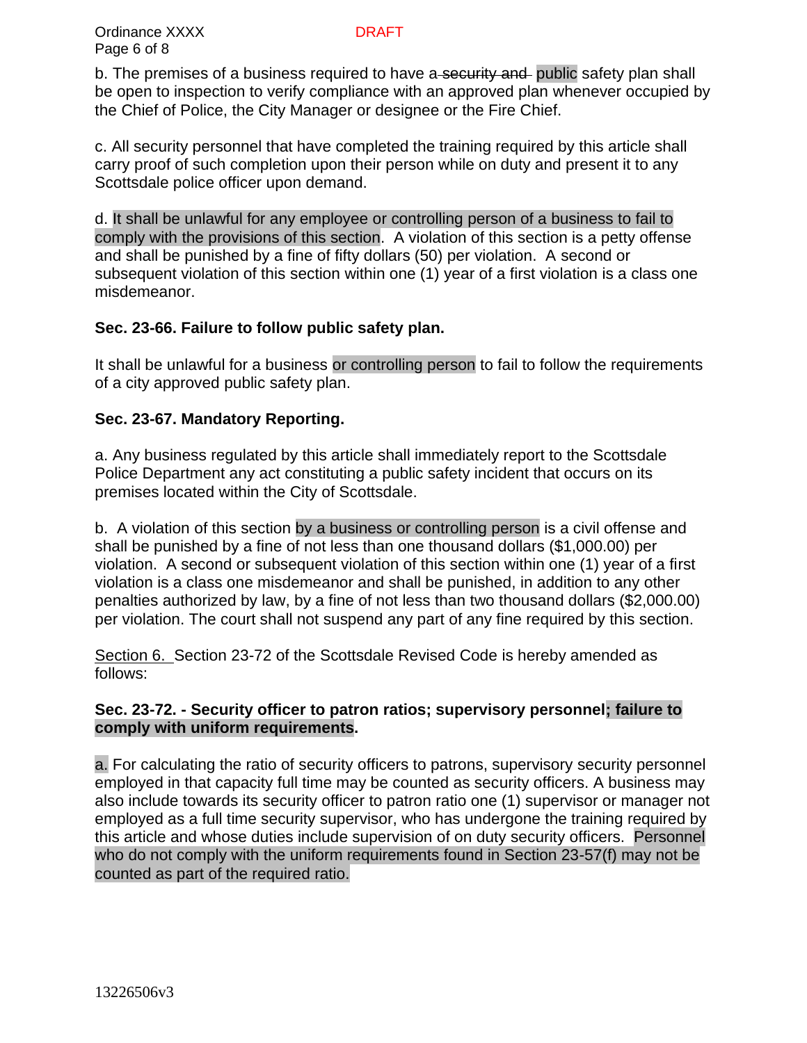b. The premises of a business required to have a ~~security and~~ public safety plan shall be open to inspection to verify compliance with an approved plan whenever occupied by the Chief of Police, the City Manager or designee or the Fire Chief.

c. All security personnel that have completed the training required by this article shall carry proof of such completion upon their person while on duty and present it to any Scottsdale police officer upon demand.

d. It shall be unlawful for any employee or controlling person of a business to fail to comply with the provisions of this section. A violation of this section is a petty offense and shall be punished by a fine of fifty dollars (50) per violation. A second or subsequent violation of this section within one (1) year of a first violation is a class one misdemeanor.

**Sec. 23-66. Failure to follow public safety plan.**

It shall be unlawful for a business or controlling person to fail to follow the requirements of a city approved public safety plan.

**Sec. 23-67. Mandatory Reporting.**

a. Any business regulated by this article shall immediately report to the Scottsdale Police Department any act constituting a public safety incident that occurs on its premises located within the City of Scottsdale.

b. A violation of this section by a business or controlling person is a civil offense and shall be punished by a fine of not less than one thousand dollars ($1,000.00) per violation. A second or subsequent violation of this section within one (1) year of a first violation is a class one misdemeanor and shall be punished, in addition to any other penalties authorized by law, by a fine of not less than two thousand dollars ($2,000.00) per violation. The court shall not suspend any part of any fine required by this section.

<u>Section 6.</u> Section 23-72 of the Scottsdale Revised Code is hereby amended as follows:

**Sec. 23-72. - Security officer to patron ratios; supervisory personnel; failure to comply with uniform requirements.**

a. For calculating the ratio of security officers to patrons, supervisory security personnel employed in that capacity full time may be counted as security officers. A business may also include towards its security officer to patron ratio one (1) supervisor or manager not employed as a full time security supervisor, who has undergone the training required by this article and whose duties include supervision of on duty security officers. Personnel who do not comply with the uniform requirements found in Section 23-57(f) may not be counted as part of the required ratio.

13226506v3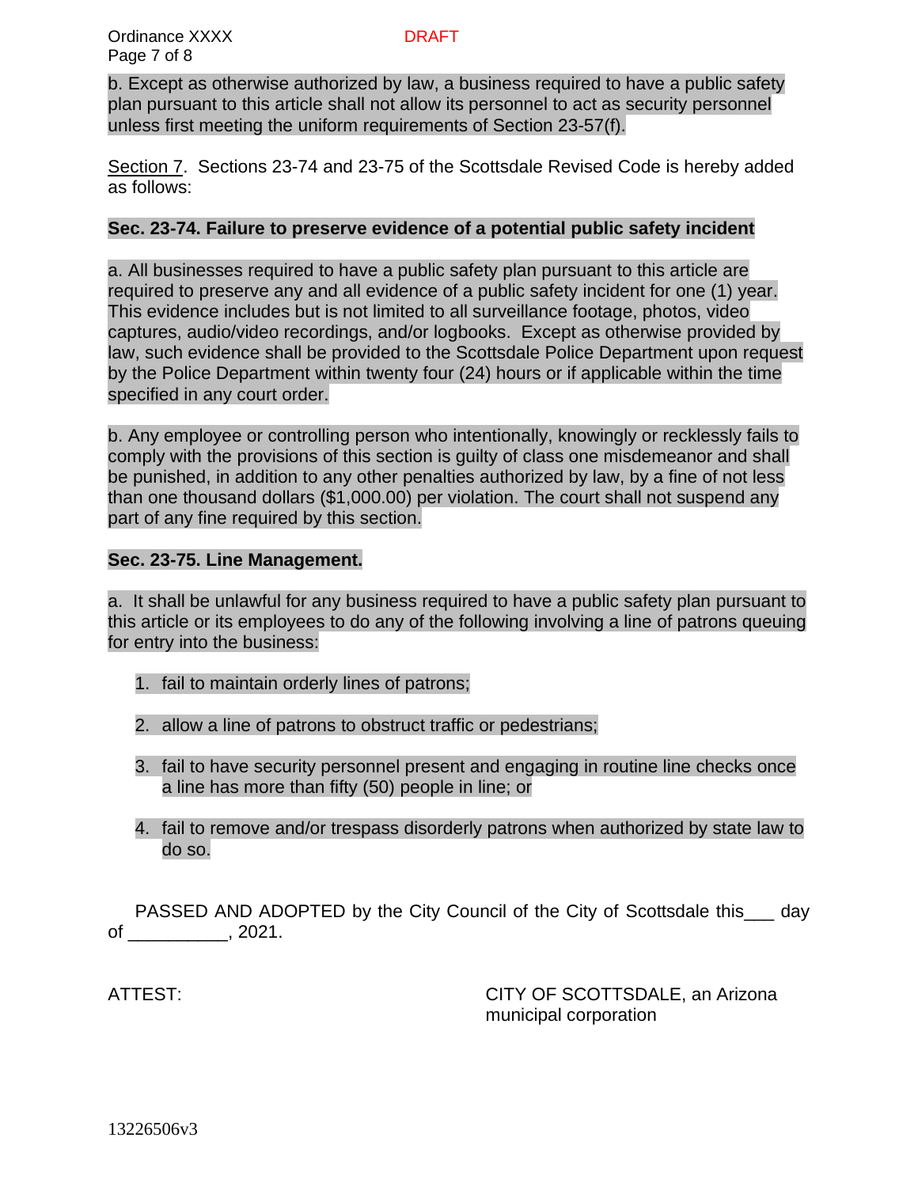b. Except as otherwise authorized by law, a business required to have a public safety plan pursuant to this article shall not allow its personnel to act as security personnel unless first meeting the uniform requirements of Section 23-57(f).

Section 7. Sections 23-74 and 23-75 of the Scottsdale Revised Code is hereby added as follows:

**Sec. 23-74. Failure to preserve evidence of a potential public safety incident**

a. All businesses required to have a public safety plan pursuant to this article are required to preserve any and all evidence of a public safety incident for one (1) year. This evidence includes but is not limited to all surveillance footage, photos, video captures, audio/video recordings, and/or logbooks. Except as otherwise provided by law, such evidence shall be provided to the Scottsdale Police Department upon request by the Police Department within twenty four (24) hours or if applicable within the time specified in any court order.

b. Any employee or controlling person who intentionally, knowingly or recklessly fails to comply with the provisions of this section is guilty of class one misdemeanor and shall be punished, in addition to any other penalties authorized by law, by a fine of not less than one thousand dollars ($1,000.00) per violation. The court shall not suspend any part of any fine required by this section.

**Sec. 23-75. Line Management.**

a. It shall be unlawful for any business required to have a public safety plan pursuant to this article or its employees to do any of the following involving a line of patrons queuing for entry into the business:

1. fail to maintain orderly lines of patrons;
2. allow a line of patrons to obstruct traffic or pedestrians;
3. fail to have security personnel present and engaging in routine line checks once a line has more than fifty (50) people in line; or
4. fail to remove and/or trespass disorderly patrons when authorized by state law to do so.

PASSED AND ADOPTED by the City Council of the City of Scottsdale this___ day of __________, 2021.

ATTEST:

CITY OF SCOTTSDALE, an Arizona municipal corporation

13226506v3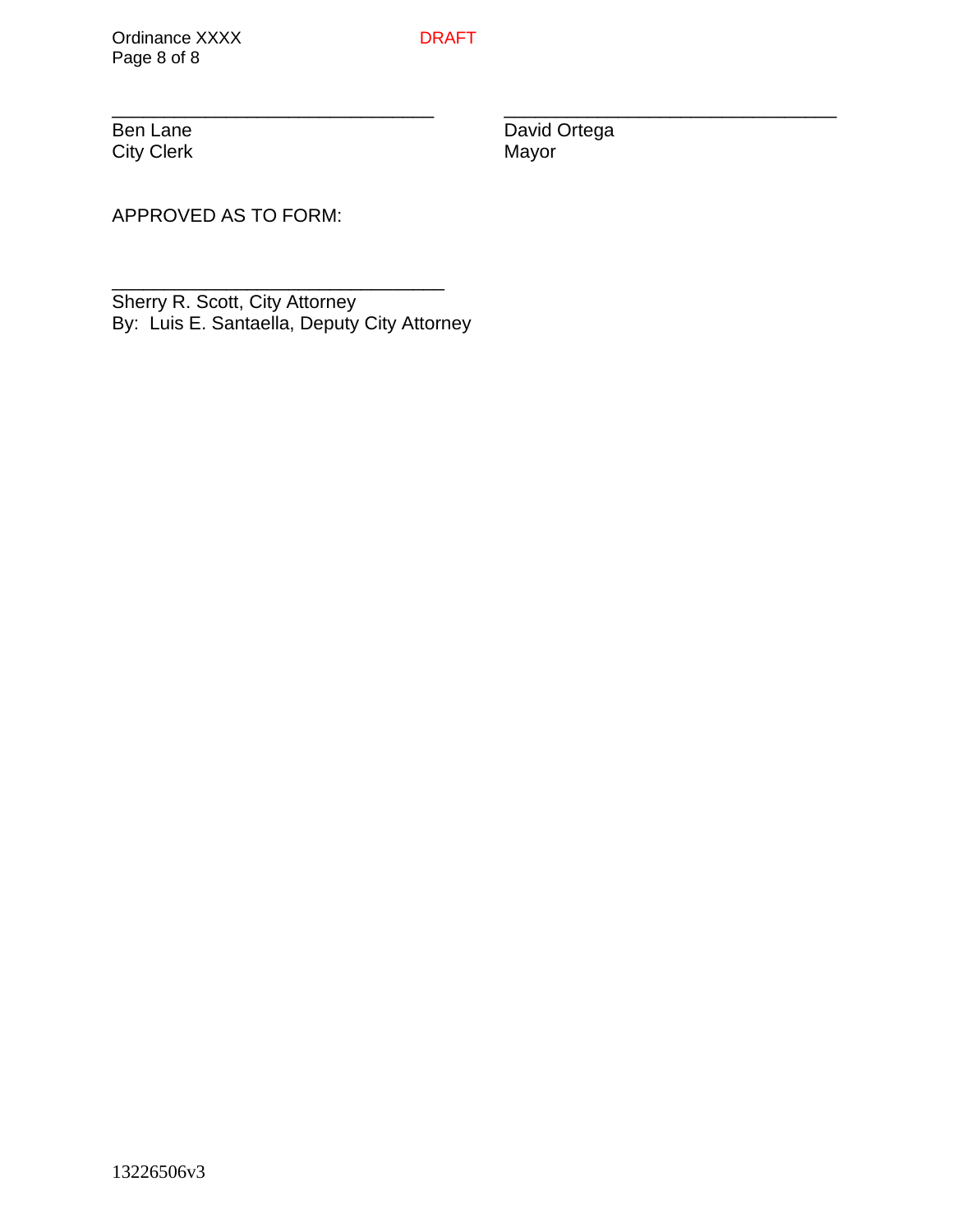\_\_\_\_\_\_\_\_\_\_\_\_\_\_\_\_\_\_\_\_\_\_\_\_\_\_\_\_\_\_\_\_
Ben Lane
City Clerk

\_\_\_\_\_\_\_\_\_\_\_\_\_\_\_\_\_\_\_\_\_\_\_\_\_\_\_\_\_\_\_\_
David Ortega
Mayor

APPROVED AS TO FORM:

\_\_\_\_\_\_\_\_\_\_\_\_\_\_\_\_\_\_\_\_\_\_\_\_\_\_\_\_\_\_\_\_
Sherry R. Scott, City Attorney
By: Luis E. Santaella, Deputy City Attorney

13226506v3